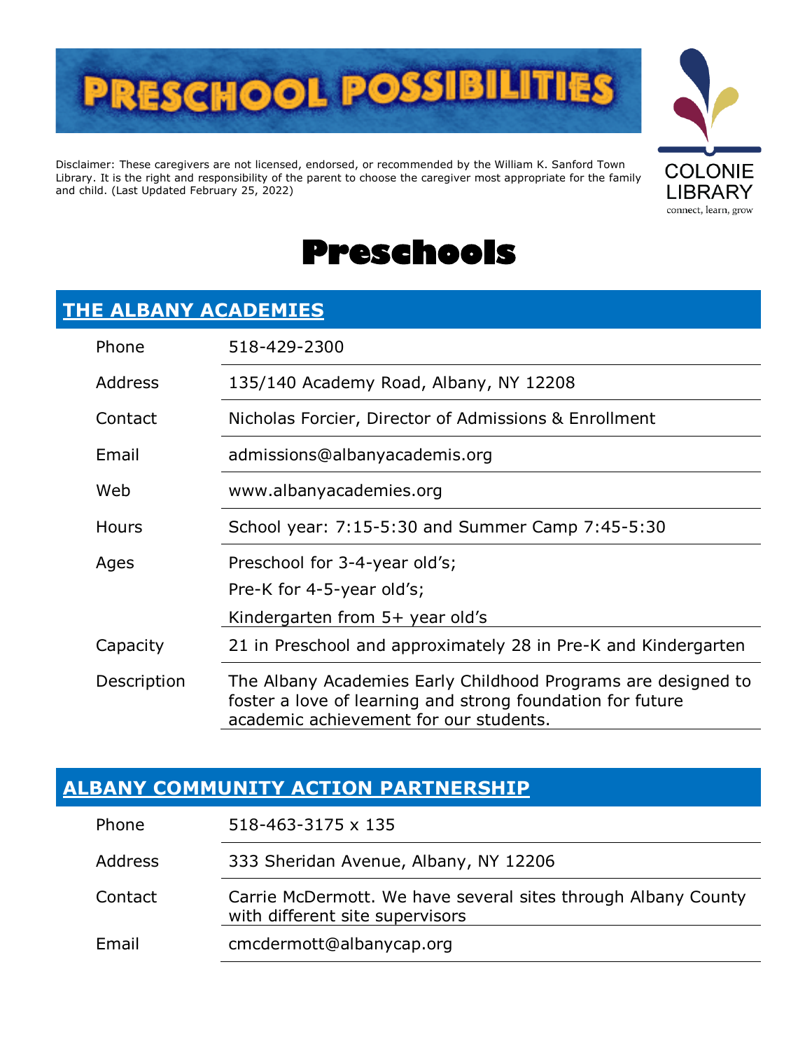# PRESCHOOL POSSIBILITIES

COLONIE LIBRARY
connect, learn, grow

Disclaimer: These caregivers are not licensed, endorsed, or recommended by the William K. Sanford Town Library. It is the right and responsibility of the parent to choose the caregiver most appropriate for the family and child. (Last Updated February 25, 2022)

# Preschools

## THE ALBANY ACADEMIES

| | |
|---|---|
| Phone | 518-429-2300 |
| Address | 135/140 Academy Road, Albany, NY 12208 |
| Contact | Nicholas Forcier, Director of Admissions & Enrollment |
| Email | admissions@albanyacademis.org |
| Web | www.albanyacademies.org |
| Hours | School year: 7:15-5:30 and Summer Camp 7:45-5:30 |
| Ages | Preschool for 3-4-year old's; Pre-K for 4-5-year old's; Kindergarten from 5+ year old's |
| Capacity | 21 in Preschool and approximately 28 in Pre-K and Kindergarten |
| Description | The Albany Academies Early Childhood Programs are designed to foster a love of learning and strong foundation for future academic achievement for our students. |

## ALBANY COMMUNITY ACTION PARTNERSHIP

| | |
|---|---|
| Phone | 518-463-3175 x 135 |
| Address | 333 Sheridan Avenue, Albany, NY 12206 |
| Contact | Carrie McDermott. We have several sites through Albany County with different site supervisors |
| Email | cmcdermott@albanycap.org |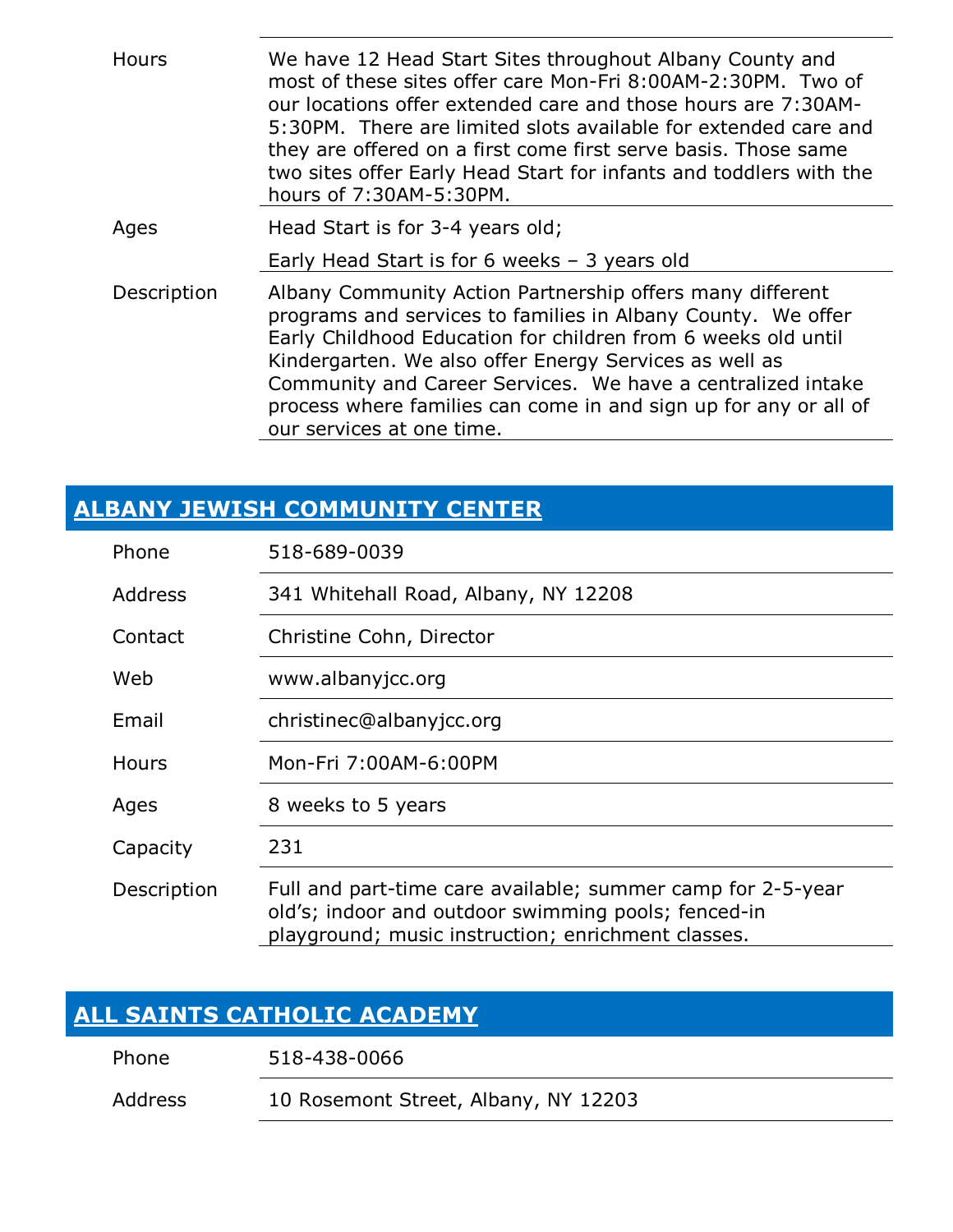| | |
|---|---|
| Hours | We have 12 Head Start Sites throughout Albany County and most of these sites offer care Mon-Fri 8:00AM-2:30PM. Two of our locations offer extended care and those hours are 7:30AM-5:30PM. There are limited slots available for extended care and they are offered on a first come first serve basis. Those same two sites offer Early Head Start for infants and toddlers with the hours of 7:30AM-5:30PM. |
| Ages | Head Start is for 3-4 years old;<br>Early Head Start is for 6 weeks – 3 years old |
| Description | Albany Community Action Partnership offers many different programs and services to families in Albany County. We offer Early Childhood Education for children from 6 weeks old until Kindergarten. We also offer Energy Services as well as Community and Career Services. We have a centralized intake process where families can come in and sign up for any or all of our services at one time. |

## ALBANY JEWISH COMMUNITY CENTER

| | |
|---|---|
| Phone | 518-689-0039 |
| Address | 341 Whitehall Road, Albany, NY 12208 |
| Contact | Christine Cohn, Director |
| Web | www.albanyjcc.org |
| Email | christinec@albanyjcc.org |
| Hours | Mon-Fri 7:00AM-6:00PM |
| Ages | 8 weeks to 5 years |
| Capacity | 231 |
| Description | Full and part-time care available; summer camp for 2-5-year old's; indoor and outdoor swimming pools; fenced-in playground; music instruction; enrichment classes. |

## ALL SAINTS CATHOLIC ACADEMY

| | |
|---|---|
| Phone | 518-438-0066 |
| Address | 10 Rosemont Street, Albany, NY 12203 |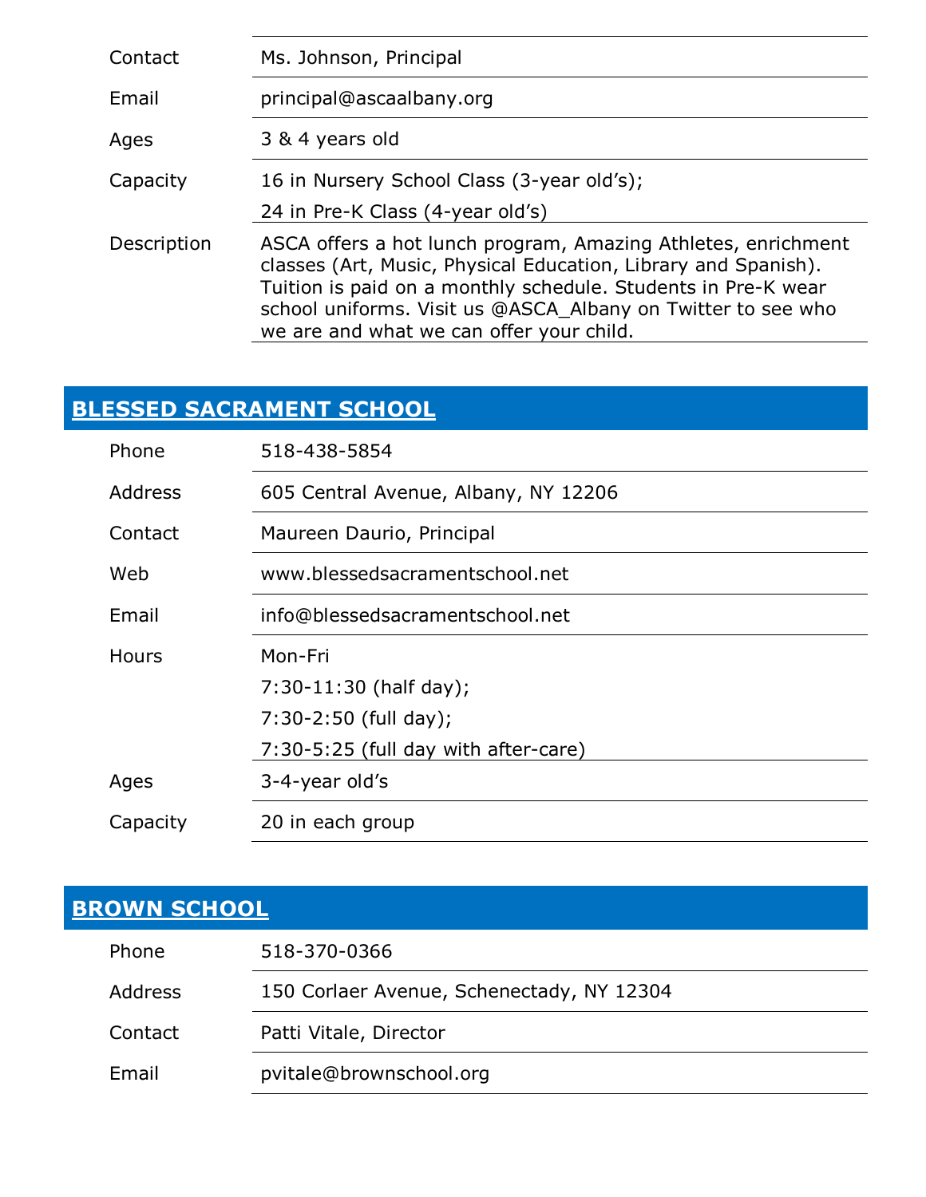| | |
|---|---|
| Contact | Ms. Johnson, Principal |
| Email | principal@ascaalbany.org |
| Ages | 3 & 4 years old |
| Capacity | 16 in Nursery School Class (3-year old's);<br>24 in Pre-K Class (4-year old's) |
| Description | ASCA offers a hot lunch program, Amazing Athletes, enrichment classes (Art, Music, Physical Education, Library and Spanish). Tuition is paid on a monthly schedule. Students in Pre-K wear school uniforms. Visit us @ASCA_Albany on Twitter to see who we are and what we can offer your child. |

## BLESSED SACRAMENT SCHOOL

| | |
|---|---|
| Phone | 518-438-5854 |
| Address | 605 Central Avenue, Albany, NY 12206 |
| Contact | Maureen Daurio, Principal |
| Web | www.blessedsacramentschool.net |
| Email | info@blessedsacramentschool.net |
| Hours | Mon-Fri<br>7:30-11:30 (half day);<br>7:30-2:50 (full day);<br>7:30-5:25 (full day with after-care) |
| Ages | 3-4-year old's |
| Capacity | 20 in each group |

## BROWN SCHOOL

| | |
|---|---|
| Phone | 518-370-0366 |
| Address | 150 Corlaer Avenue, Schenectady, NY 12304 |
| Contact | Patti Vitale, Director |
| Email | pvitale@brownschool.org |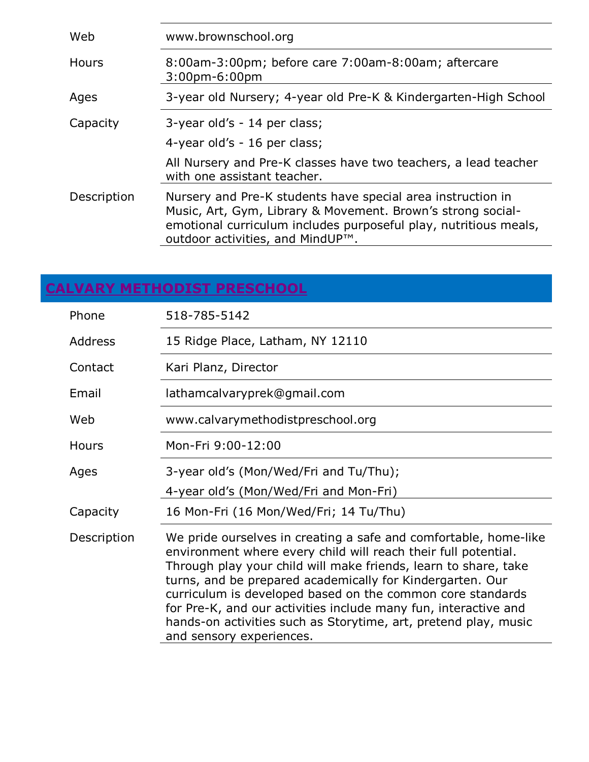| | |
|---|---|
| Web | www.brownschool.org |
| Hours | 8:00am-3:00pm; before care 7:00am-8:00am; aftercare 3:00pm-6:00pm |
| Ages | 3-year old Nursery; 4-year old Pre-K & Kindergarten-High School |
| Capacity | 3-year old's - 14 per class;<br>4-year old's - 16 per class;<br>All Nursery and Pre-K classes have two teachers, a lead teacher with one assistant teacher. |
| Description | Nursery and Pre-K students have special area instruction in Music, Art, Gym, Library & Movement. Brown's strong social-emotional curriculum includes purposeful play, nutritious meals, outdoor activities, and MindUP™. |

## CALVARY METHODIST PRESCHOOL

| | |
|---|---|
| Phone | 518-785-5142 |
| Address | 15 Ridge Place, Latham, NY 12110 |
| Contact | Kari Planz, Director |
| Email | lathamcalvaryprek@gmail.com |
| Web | www.calvarymethodistpreschool.org |
| Hours | Mon-Fri 9:00-12:00 |
| Ages | 3-year old's (Mon/Wed/Fri and Tu/Thu);<br>4-year old's (Mon/Wed/Fri and Mon-Fri) |
| Capacity | 16 Mon-Fri (16 Mon/Wed/Fri; 14 Tu/Thu) |
| Description | We pride ourselves in creating a safe and comfortable, home-like environment where every child will reach their full potential. Through play your child will make friends, learn to share, take turns, and be prepared academically for Kindergarten. Our curriculum is developed based on the common core standards for Pre-K, and our activities include many fun, interactive and hands-on activities such as Storytime, art, pretend play, music and sensory experiences. |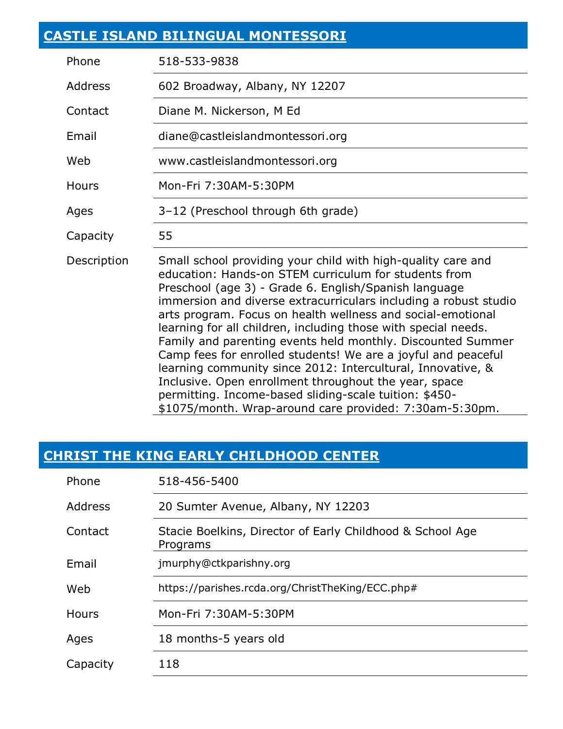## CASTLE ISLAND BILINGUAL MONTESSORI

| | |
|---|---|
| Phone | 518-533-9838 |
| Address | 602 Broadway, Albany, NY 12207 |
| Contact | Diane M. Nickerson, M Ed |
| Email | diane@castleislandmontessori.org |
| Web | www.castleislandmontessori.org |
| Hours | Mon-Fri 7:30AM-5:30PM |
| Ages | 3–12 (Preschool through 6th grade) |
| Capacity | 55 |
| Description | Small school providing your child with high-quality care and education: Hands-on STEM curriculum for students from Preschool (age 3) - Grade 6. English/Spanish language immersion and diverse extracurriculars including a robust studio arts program. Focus on health wellness and social-emotional learning for all children, including those with special needs. Family and parenting events held monthly. Discounted Summer Camp fees for enrolled students! We are a joyful and peaceful learning community since 2012: Intercultural, Innovative, & Inclusive. Open enrollment throughout the year, space permitting. Income-based sliding-scale tuition: $450-$1075/month. Wrap-around care provided: 7:30am-5:30pm. |

## CHRIST THE KING EARLY CHILDHOOD CENTER

| | |
|---|---|
| Phone | 518-456-5400 |
| Address | 20 Sumter Avenue, Albany, NY 12203 |
| Contact | Stacie Boelkins, Director of Early Childhood & School Age Programs |
| Email | jmurphy@ctkparishny.org |
| Web | https://parishes.rcda.org/ChristTheKing/ECC.php# |
| Hours | Mon-Fri 7:30AM-5:30PM |
| Ages | 18 months-5 years old |
| Capacity | 118 |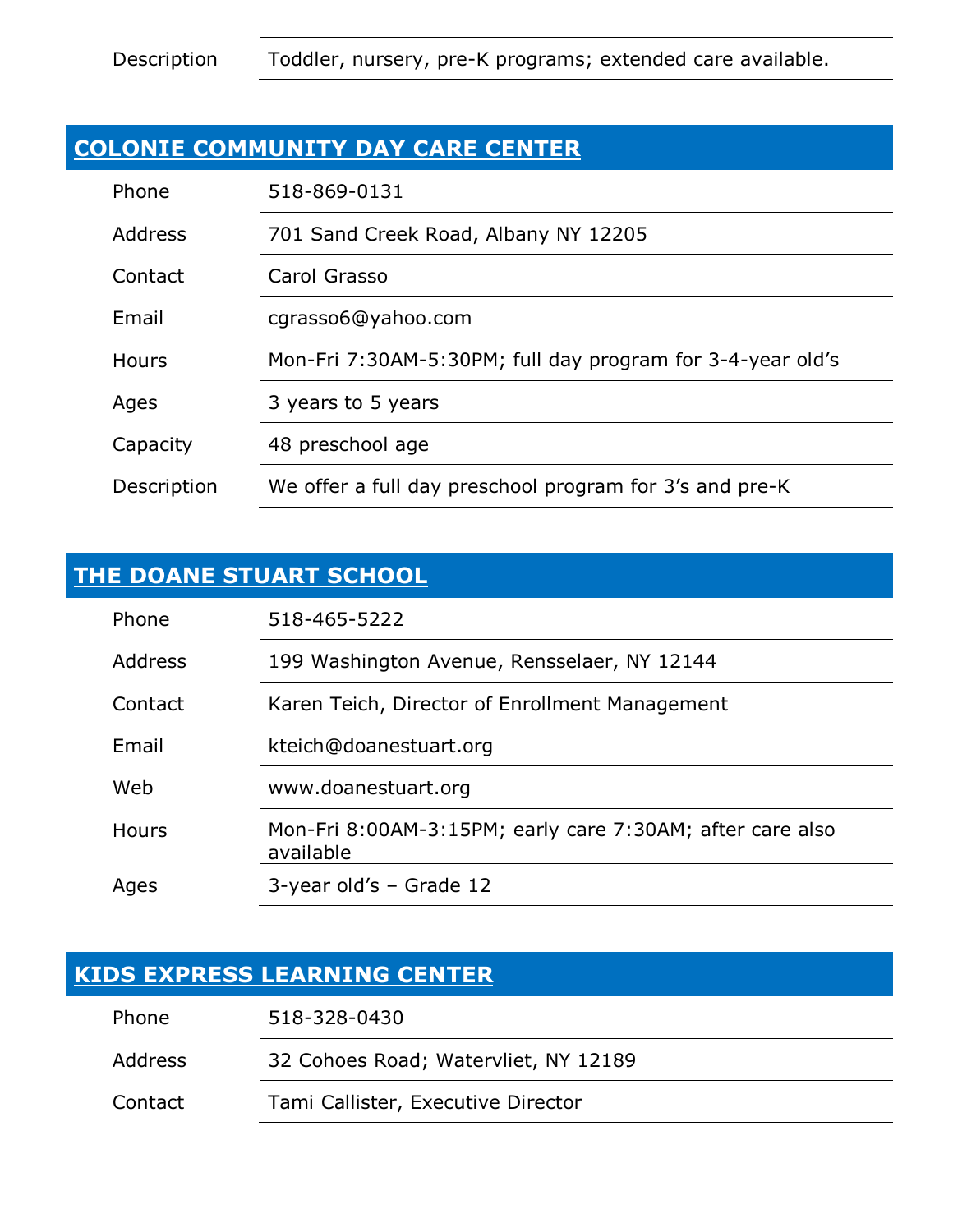| | |
|---|---|
| Description | Toddler, nursery, pre-K programs; extended care available. |

## COLONIE COMMUNITY DAY CARE CENTER

| | |
|---|---|
| Phone | 518-869-0131 |
| Address | 701 Sand Creek Road, Albany NY 12205 |
| Contact | Carol Grasso |
| Email | cgrasso6@yahoo.com |
| Hours | Mon-Fri 7:30AM-5:30PM; full day program for 3-4-year old's |
| Ages | 3 years to 5 years |
| Capacity | 48 preschool age |
| Description | We offer a full day preschool program for 3's and pre-K |

## THE DOANE STUART SCHOOL

| | |
|---|---|
| Phone | 518-465-5222 |
| Address | 199 Washington Avenue, Rensselaer, NY 12144 |
| Contact | Karen Teich, Director of Enrollment Management |
| Email | kteich@doanestuart.org |
| Web | www.doanestuart.org |
| Hours | Mon-Fri 8:00AM-3:15PM; early care 7:30AM; after care also available |
| Ages | 3-year old's – Grade 12 |

## KIDS EXPRESS LEARNING CENTER

| | |
|---|---|
| Phone | 518-328-0430 |
| Address | 32 Cohoes Road; Watervliet, NY 12189 |
| Contact | Tami Callister, Executive Director |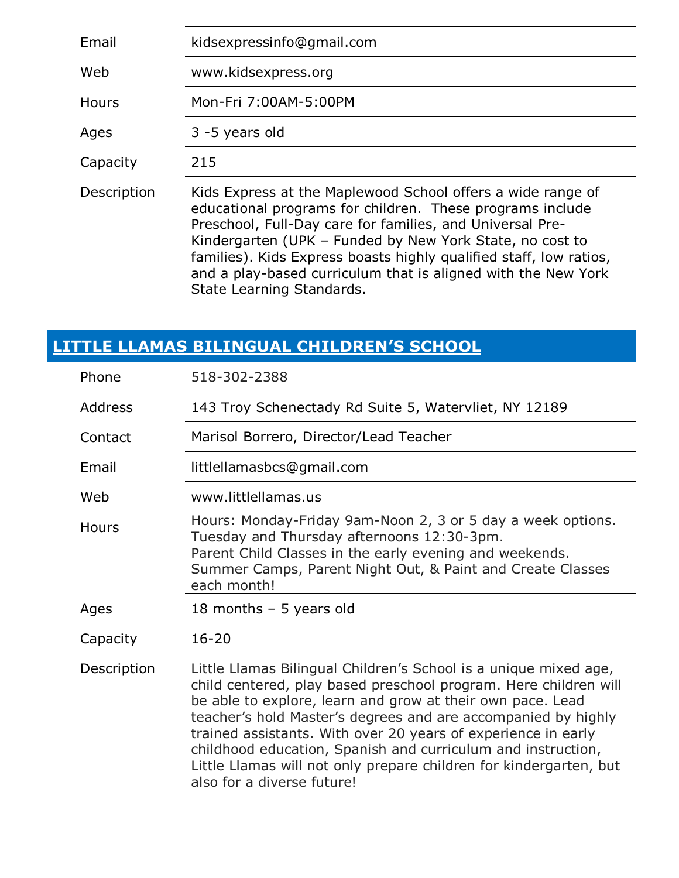| | |
|---|---|
| Email | kidsexpressinfo@gmail.com |
| Web | www.kidsexpress.org |
| Hours | Mon-Fri 7:00AM-5:00PM |
| Ages | 3 -5 years old |
| Capacity | 215 |
| Description | Kids Express at the Maplewood School offers a wide range of educational programs for children. These programs include Preschool, Full-Day care for families, and Universal Pre-Kindergarten (UPK – Funded by New York State, no cost to families). Kids Express boasts highly qualified staff, low ratios, and a play-based curriculum that is aligned with the New York State Learning Standards. |

## LITTLE LLAMAS BILINGUAL CHILDREN'S SCHOOL

| | |
|---|---|
| Phone | 518-302-2388 |
| Address | 143 Troy Schenectady Rd Suite 5, Watervliet, NY 12189 |
| Contact | Marisol Borrero, Director/Lead Teacher |
| Email | littlellamasbcs@gmail.com |
| Web | www.littlellamas.us |
| Hours | Hours: Monday-Friday 9am-Noon 2, 3 or 5 day a week options. Tuesday and Thursday afternoons 12:30-3pm. Parent Child Classes in the early evening and weekends. Summer Camps, Parent Night Out, & Paint and Create Classes each month! |
| Ages | 18 months – 5 years old |
| Capacity | 16-20 |
| Description | Little Llamas Bilingual Children's School is a unique mixed age, child centered, play based preschool program. Here children will be able to explore, learn and grow at their own pace. Lead teacher's hold Master's degrees and are accompanied by highly trained assistants. With over 20 years of experience in early childhood education, Spanish and curriculum and instruction, Little Llamas will not only prepare children for kindergarten, but also for a diverse future! |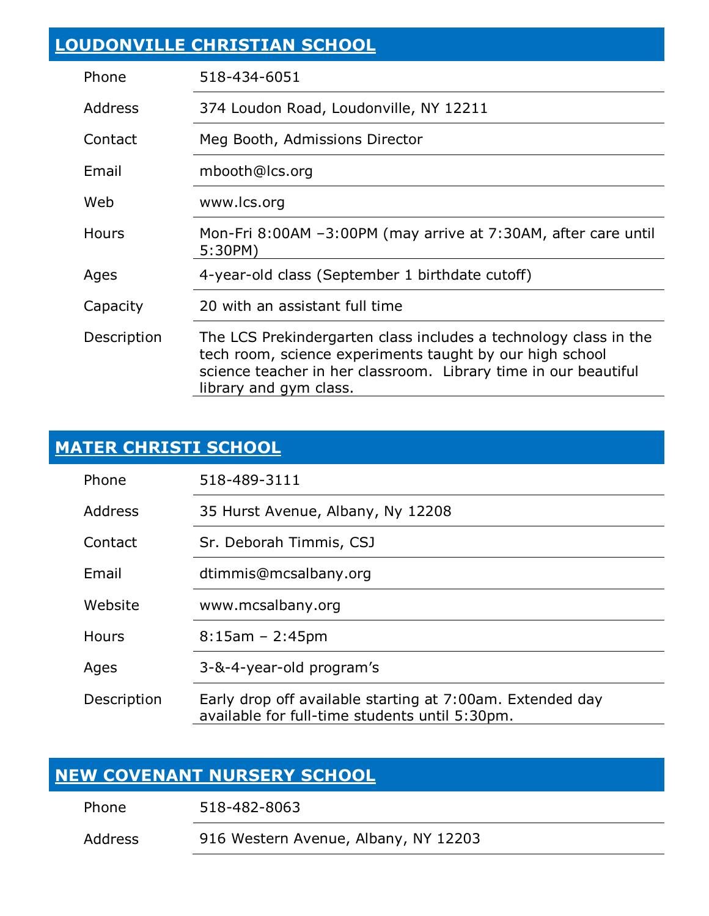## LOUDONVILLE CHRISTIAN SCHOOL

| | |
|---|---|
| Phone | 518-434-6051 |
| Address | 374 Loudon Road, Loudonville, NY 12211 |
| Contact | Meg Booth, Admissions Director |
| Email | mbooth@lcs.org |
| Web | www.lcs.org |
| Hours | Mon-Fri 8:00AM –3:00PM (may arrive at 7:30AM, after care until 5:30PM) |
| Ages | 4-year-old class (September 1 birthdate cutoff) |
| Capacity | 20 with an assistant full time |
| Description | The LCS Prekindergarten class includes a technology class in the tech room, science experiments taught by our high school science teacher in her classroom. Library time in our beautiful library and gym class. |

## MATER CHRISTI SCHOOL

| | |
|---|---|
| Phone | 518-489-3111 |
| Address | 35 Hurst Avenue, Albany, Ny 12208 |
| Contact | Sr. Deborah Timmis, CSJ |
| Email | dtimmis@mcsalbany.org |
| Website | www.mcsalbany.org |
| Hours | 8:15am – 2:45pm |
| Ages | 3-&-4-year-old program's |
| Description | Early drop off available starting at 7:00am. Extended day available for full-time students until 5:30pm. |

## NEW COVENANT NURSERY SCHOOL

| | |
|---|---|
| Phone | 518-482-8063 |
| Address | 916 Western Avenue, Albany, NY 12203 |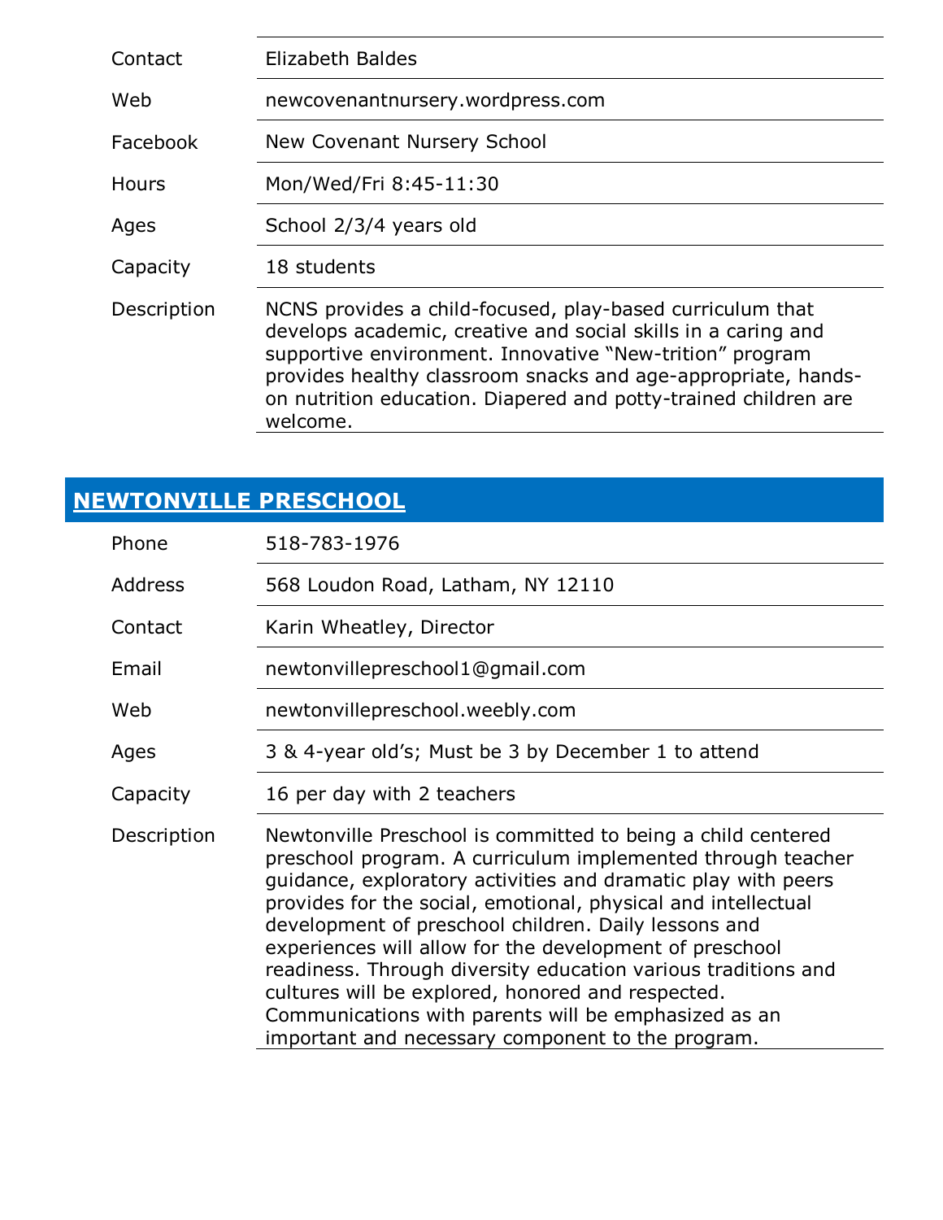| | |
|---|---|
| Contact | Elizabeth Baldes |
| Web | newcovenantnursery.wordpress.com |
| Facebook | New Covenant Nursery School |
| Hours | Mon/Wed/Fri 8:45-11:30 |
| Ages | School 2/3/4 years old |
| Capacity | 18 students |
| Description | NCNS provides a child-focused, play-based curriculum that develops academic, creative and social skills in a caring and supportive environment. Innovative "New-trition" program provides healthy classroom snacks and age-appropriate, hands-on nutrition education. Diapered and potty-trained children are welcome. |

## NEWTONVILLE PRESCHOOL

| | |
|---|---|
| Phone | 518-783-1976 |
| Address | 568 Loudon Road, Latham, NY 12110 |
| Contact | Karin Wheatley, Director |
| Email | newtonvillepreschool1@gmail.com |
| Web | newtonvillepreschool.weebly.com |
| Ages | 3 & 4-year old's; Must be 3 by December 1 to attend |
| Capacity | 16 per day with 2 teachers |
| Description | Newtonville Preschool is committed to being a child centered preschool program. A curriculum implemented through teacher guidance, exploratory activities and dramatic play with peers provides for the social, emotional, physical and intellectual development of preschool children. Daily lessons and experiences will allow for the development of preschool readiness. Through diversity education various traditions and cultures will be explored, honored and respected. Communications with parents will be emphasized as an important and necessary component to the program. |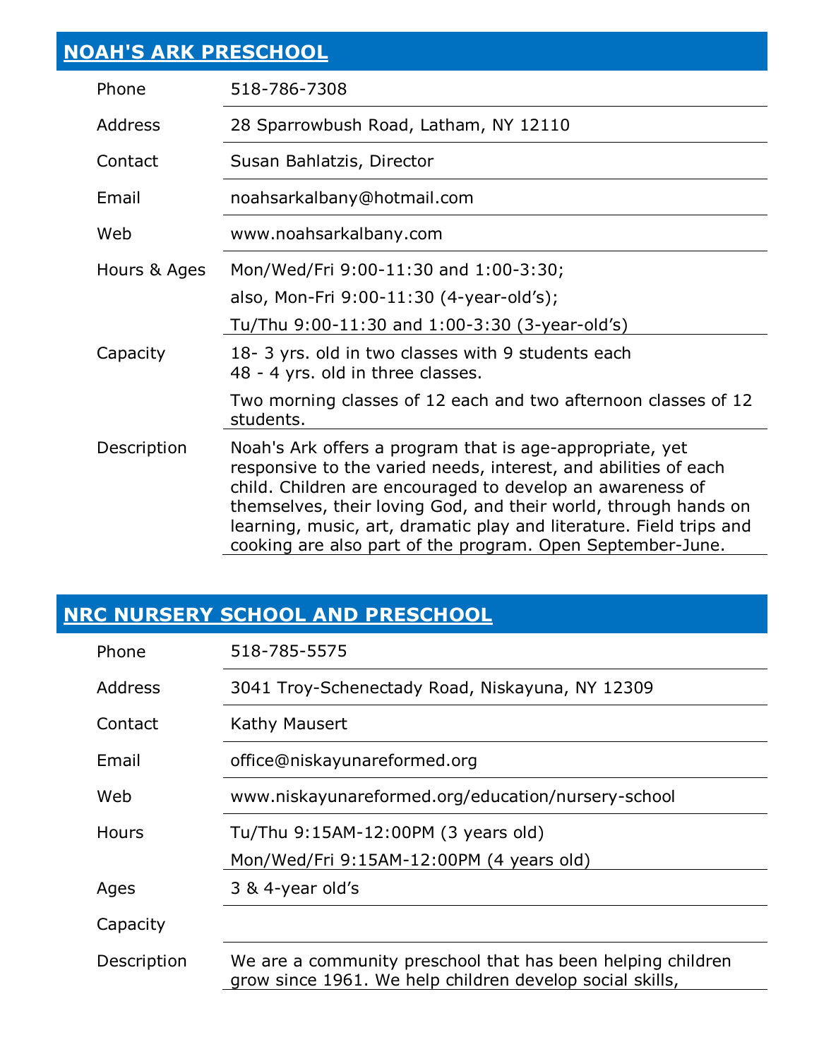## NOAH'S ARK PRESCHOOL

| | |
|---|---|
| Phone | 518-786-7308 |
| Address | 28 Sparrowbush Road, Latham, NY 12110 |
| Contact | Susan Bahlatzis, Director |
| Email | noahsarkalbany@hotmail.com |
| Web | www.noahsarkalbany.com |
| Hours & Ages | Mon/Wed/Fri 9:00-11:30 and 1:00-3:30; also, Mon-Fri 9:00-11:30 (4-year-old's); Tu/Thu 9:00-11:30 and 1:00-3:30 (3-year-old's) |
| Capacity | 18- 3 yrs. old in two classes with 9 students each 48 - 4 yrs. old in three classes. Two morning classes of 12 each and two afternoon classes of 12 students. |
| Description | Noah's Ark offers a program that is age-appropriate, yet responsive to the varied needs, interest, and abilities of each child. Children are encouraged to develop an awareness of themselves, their loving God, and their world, through hands on learning, music, art, dramatic play and literature. Field trips and cooking are also part of the program. Open September-June. |

## NRC NURSERY SCHOOL AND PRESCHOOL

| | |
|---|---|
| Phone | 518-785-5575 |
| Address | 3041 Troy-Schenectady Road, Niskayuna, NY 12309 |
| Contact | Kathy Mausert |
| Email | office@niskayunareformed.org |
| Web | www.niskayunareformed.org/education/nursery-school |
| Hours | Tu/Thu 9:15AM-12:00PM (3 years old) Mon/Wed/Fri 9:15AM-12:00PM (4 years old) |
| Ages | 3 & 4-year old's |
| Capacity | |
| Description | We are a community preschool that has been helping children grow since 1961. We help children develop social skills, |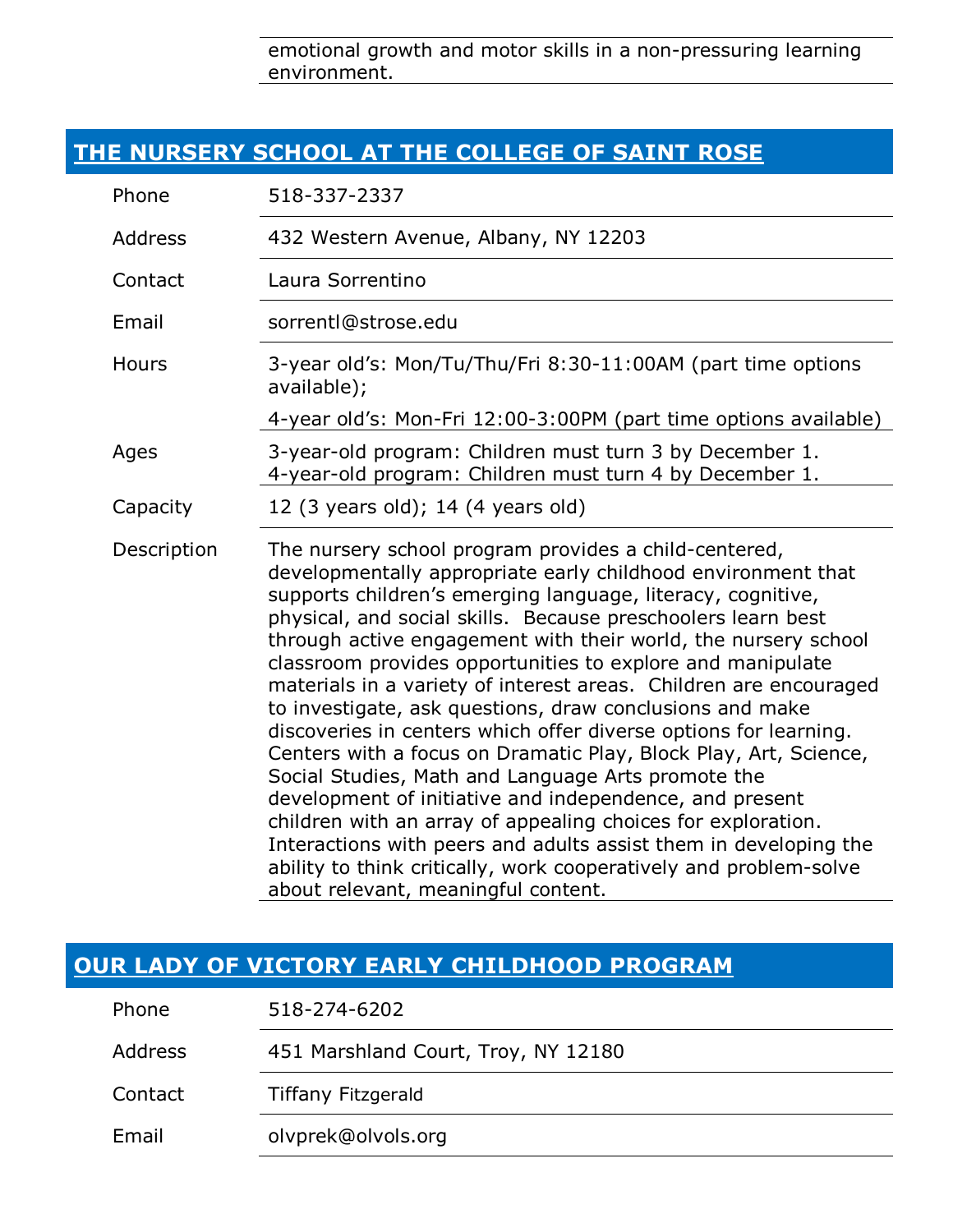| | emotional growth and motor skills in a non-pressuring learning environment. |
|---|---|

## THE NURSERY SCHOOL AT THE COLLEGE OF SAINT ROSE

| | |
|---|---|
| Phone | 518-337-2337 |
| Address | 432 Western Avenue, Albany, NY 12203 |
| Contact | Laura Sorrentino |
| Email | sorrentl@strose.edu |
| Hours | 3-year old's: Mon/Tu/Thu/Fri 8:30-11:00AM (part time options available);<br>4-year old's: Mon-Fri 12:00-3:00PM (part time options available) |
| Ages | 3-year-old program: Children must turn 3 by December 1.<br>4-year-old program: Children must turn 4 by December 1. |
| Capacity | 12 (3 years old); 14 (4 years old) |
| Description | The nursery school program provides a child-centered, developmentally appropriate early childhood environment that supports children's emerging language, literacy, cognitive, physical, and social skills. Because preschoolers learn best through active engagement with their world, the nursery school classroom provides opportunities to explore and manipulate materials in a variety of interest areas. Children are encouraged to investigate, ask questions, draw conclusions and make discoveries in centers which offer diverse options for learning. Centers with a focus on Dramatic Play, Block Play, Art, Science, Social Studies, Math and Language Arts promote the development of initiative and independence, and present children with an array of appealing choices for exploration. Interactions with peers and adults assist them in developing the ability to think critically, work cooperatively and problem-solve about relevant, meaningful content. |

## OUR LADY OF VICTORY EARLY CHILDHOOD PROGRAM

| | |
|---|---|
| Phone | 518-274-6202 |
| Address | 451 Marshland Court, Troy, NY 12180 |
| Contact | Tiffany Fitzgerald |
| Email | olvprek@olvols.org |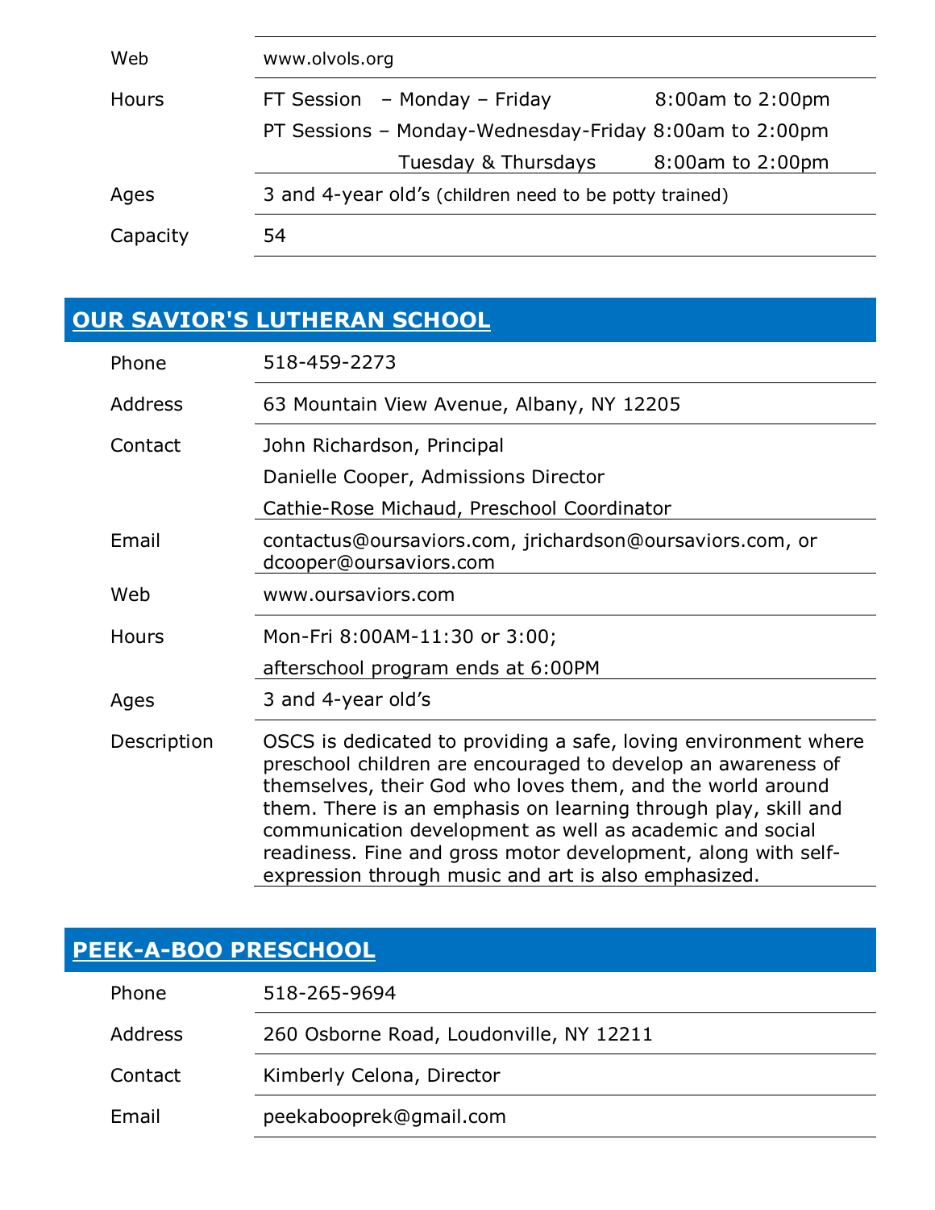| | |
|---|---|
| Web | www.olvols.org |
| Hours | FT Session – Monday – Friday 8:00am to 2:00pm<br>PT Sessions – Monday-Wednesday-Friday 8:00am to 2:00pm<br>Tuesday & Thursdays 8:00am to 2:00pm |
| Ages | 3 and 4-year old's (children need to be potty trained) |
| Capacity | 54 |

## OUR SAVIOR'S LUTHERAN SCHOOL

| | |
|---|---|
| Phone | 518-459-2273 |
| Address | 63 Mountain View Avenue, Albany, NY 12205 |
| Contact | John Richardson, Principal<br>Danielle Cooper, Admissions Director<br>Cathie-Rose Michaud, Preschool Coordinator |
| Email | contactus@oursaviors.com, jrichardson@oursaviors.com, or dcooper@oursaviors.com |
| Web | www.oursaviors.com |
| Hours | Mon-Fri 8:00AM-11:30 or 3:00;<br>afterschool program ends at 6:00PM |
| Ages | 3 and 4-year old's |
| Description | OSCS is dedicated to providing a safe, loving environment where preschool children are encouraged to develop an awareness of themselves, their God who loves them, and the world around them. There is an emphasis on learning through play, skill and communication development as well as academic and social readiness. Fine and gross motor development, along with self-expression through music and art is also emphasized. |

## PEEK-A-BOO PRESCHOOL

| | |
|---|---|
| Phone | 518-265-9694 |
| Address | 260 Osborne Road, Loudonville, NY 12211 |
| Contact | Kimberly Celona, Director |
| Email | peekabooprek@gmail.com |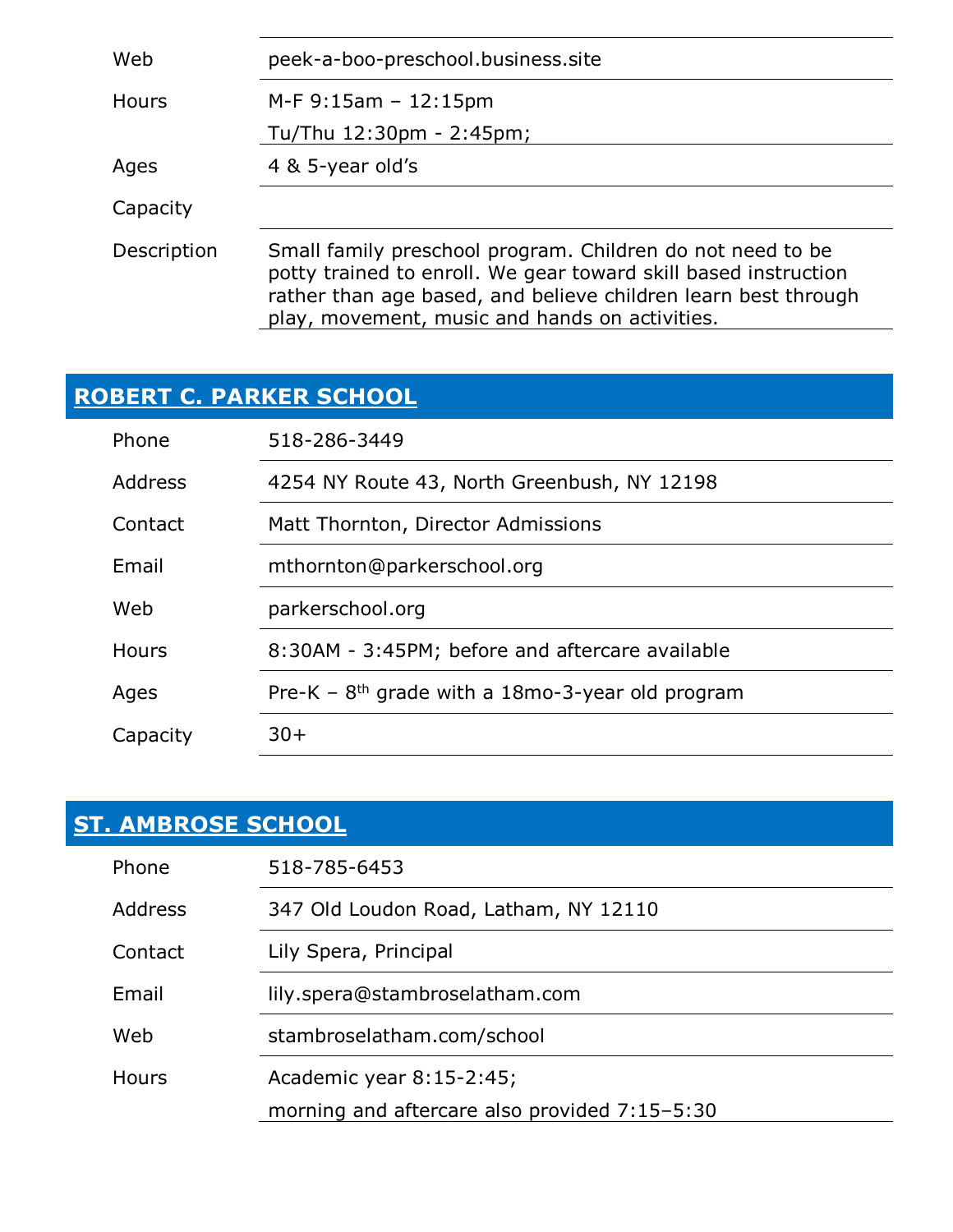| | |
|---|---|
| Web | peek-a-boo-preschool.business.site |
| Hours | M-F 9:15am – 12:15pm<br>Tu/Thu 12:30pm - 2:45pm; |
| Ages | 4 & 5-year old's |
| Capacity | |
| Description | Small family preschool program. Children do not need to be potty trained to enroll. We gear toward skill based instruction rather than age based, and believe children learn best through play, movement, music and hands on activities. |

## ROBERT C. PARKER SCHOOL

| | |
|---|---|
| Phone | 518-286-3449 |
| Address | 4254 NY Route 43, North Greenbush, NY 12198 |
| Contact | Matt Thornton, Director Admissions |
| Email | mthornton@parkerschool.org |
| Web | parkerschool.org |
| Hours | 8:30AM - 3:45PM; before and aftercare available |
| Ages | Pre-K – 8th grade with a 18mo-3-year old program |
| Capacity | 30+ |

## ST. AMBROSE SCHOOL

| | |
|---|---|
| Phone | 518-785-6453 |
| Address | 347 Old Loudon Road, Latham, NY 12110 |
| Contact | Lily Spera, Principal |
| Email | lily.spera@stambroselatham.com |
| Web | stambroselatham.com/school |
| Hours | Academic year 8:15-2:45;<br>morning and aftercare also provided 7:15–5:30 |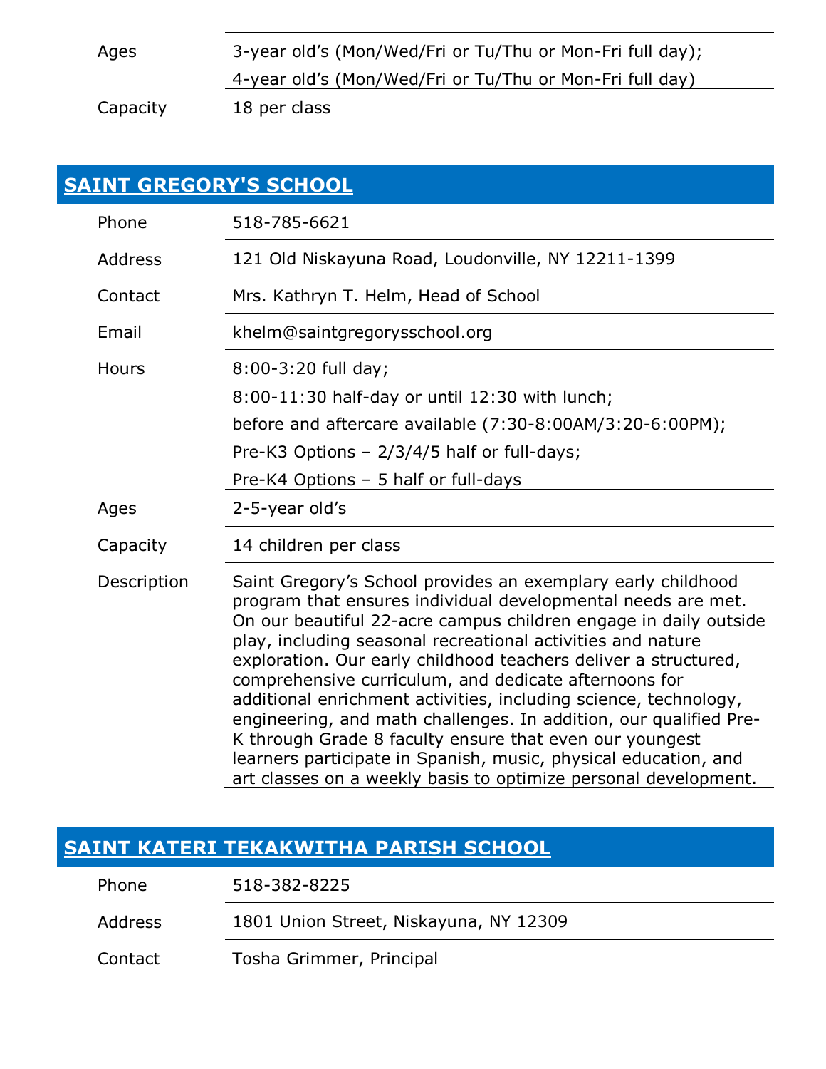| | |
|---|---|
| Ages | 3-year old's (Mon/Wed/Fri or Tu/Thu or Mon-Fri full day);<br>4-year old's (Mon/Wed/Fri or Tu/Thu or Mon-Fri full day) |
| Capacity | 18 per class |

## SAINT GREGORY'S SCHOOL

| | |
|---|---|
| Phone | 518-785-6621 |
| Address | 121 Old Niskayuna Road, Loudonville, NY 12211-1399 |
| Contact | Mrs. Kathryn T. Helm, Head of School |
| Email | khelm@saintgregorysschool.org |
| Hours | 8:00-3:20 full day;<br>8:00-11:30 half-day or until 12:30 with lunch;<br>before and aftercare available (7:30-8:00AM/3:20-6:00PM);<br>Pre-K3 Options – 2/3/4/5 half or full-days;<br>Pre-K4 Options – 5 half or full-days |
| Ages | 2-5-year old's |
| Capacity | 14 children per class |
| Description | Saint Gregory's School provides an exemplary early childhood program that ensures individual developmental needs are met. On our beautiful 22-acre campus children engage in daily outside play, including seasonal recreational activities and nature exploration. Our early childhood teachers deliver a structured, comprehensive curriculum, and dedicate afternoons for additional enrichment activities, including science, technology, engineering, and math challenges. In addition, our qualified Pre-K through Grade 8 faculty ensure that even our youngest learners participate in Spanish, music, physical education, and art classes on a weekly basis to optimize personal development. |

## SAINT KATERI TEKAKWITHA PARISH SCHOOL

| | |
|---|---|
| Phone | 518-382-8225 |
| Address | 1801 Union Street, Niskayuna, NY 12309 |
| Contact | Tosha Grimmer, Principal |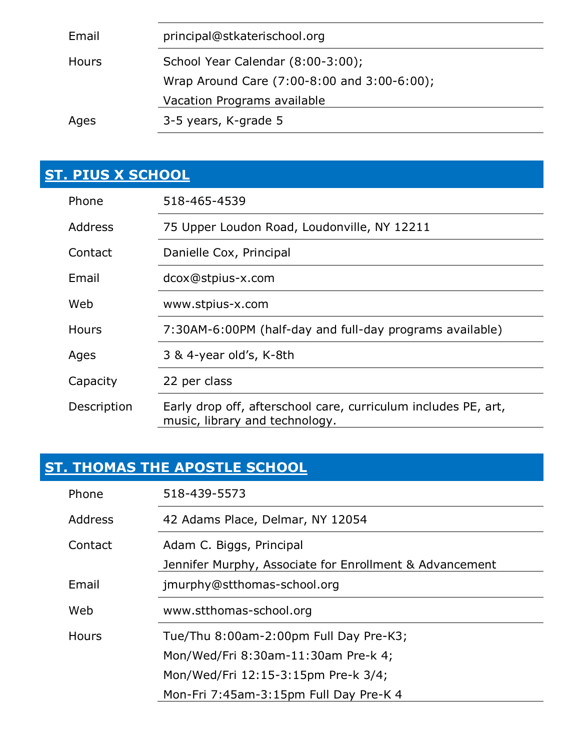| | |
|---|---|
| Email | principal@stkaterischool.org |
| Hours | School Year Calendar (8:00-3:00);<br>Wrap Around Care (7:00-8:00 and 3:00-6:00);<br>Vacation Programs available |
| Ages | 3-5 years, K-grade 5 |

## ST. PIUS X SCHOOL

| | |
|---|---|
| Phone | 518-465-4539 |
| Address | 75 Upper Loudon Road, Loudonville, NY 12211 |
| Contact | Danielle Cox, Principal |
| Email | dcox@stpius-x.com |
| Web | www.stpius-x.com |
| Hours | 7:30AM-6:00PM (half-day and full-day programs available) |
| Ages | 3 & 4-year old's, K-8th |
| Capacity | 22 per class |
| Description | Early drop off, afterschool care, curriculum includes PE, art, music, library and technology. |

## ST. THOMAS THE APOSTLE SCHOOL

| | |
|---|---|
| Phone | 518-439-5573 |
| Address | 42 Adams Place, Delmar, NY 12054 |
| Contact | Adam C. Biggs, Principal<br>Jennifer Murphy, Associate for Enrollment & Advancement |
| Email | jmurphy@stthomas-school.org |
| Web | www.stthomas-school.org |
| Hours | Tue/Thu 8:00am-2:00pm Full Day Pre-K3;<br>Mon/Wed/Fri 8:30am-11:30am Pre-k 4;<br>Mon/Wed/Fri 12:15-3:15pm Pre-k 3/4;<br>Mon-Fri 7:45am-3:15pm Full Day Pre-K 4 |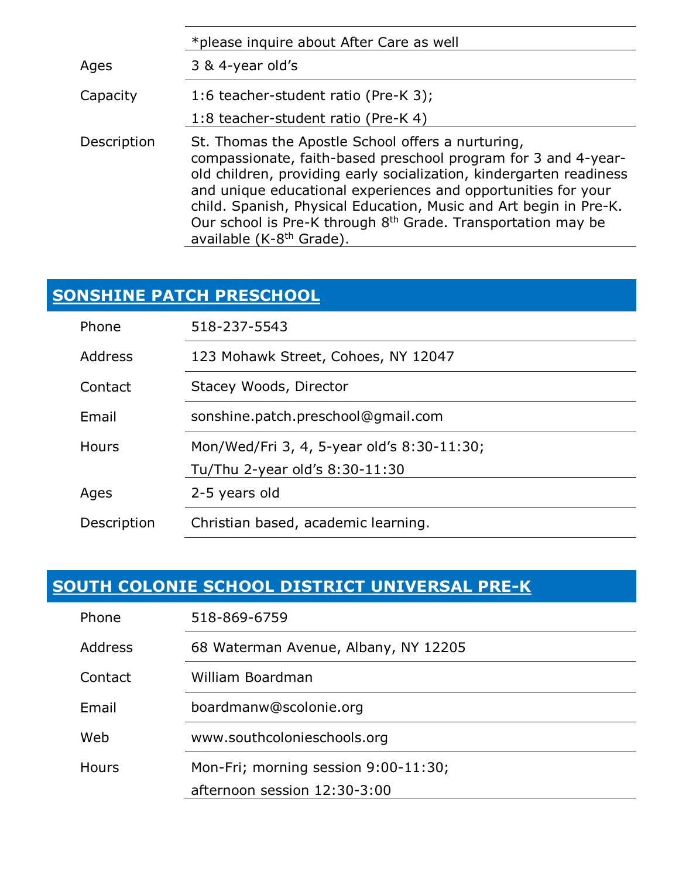| | |
|---|---|
| | *please inquire about After Care as well |
| Ages | 3 & 4-year old's |
| Capacity | 1:6 teacher-student ratio (Pre-K 3);<br>1:8 teacher-student ratio (Pre-K 4) |
| Description | St. Thomas the Apostle School offers a nurturing, compassionate, faith-based preschool program for 3 and 4-year-old children, providing early socialization, kindergarten readiness and unique educational experiences and opportunities for your child. Spanish, Physical Education, Music and Art begin in Pre-K. Our school is Pre-K through 8th Grade. Transportation may be available (K-8th Grade). |

## SONSHINE PATCH PRESCHOOL

| | |
|---|---|
| Phone | 518-237-5543 |
| Address | 123 Mohawk Street, Cohoes, NY 12047 |
| Contact | Stacey Woods, Director |
| Email | sonshine.patch.preschool@gmail.com |
| Hours | Mon/Wed/Fri 3, 4, 5-year old's 8:30-11:30;<br>Tu/Thu 2-year old's 8:30-11:30 |
| Ages | 2-5 years old |
| Description | Christian based, academic learning. |

## SOUTH COLONIE SCHOOL DISTRICT UNIVERSAL PRE-K

| | |
|---|---|
| Phone | 518-869-6759 |
| Address | 68 Waterman Avenue, Albany, NY 12205 |
| Contact | William Boardman |
| Email | boardmanw@scolonie.org |
| Web | www.southcolonieschools.org |
| Hours | Mon-Fri; morning session 9:00-11:30;<br>afternoon session 12:30-3:00 |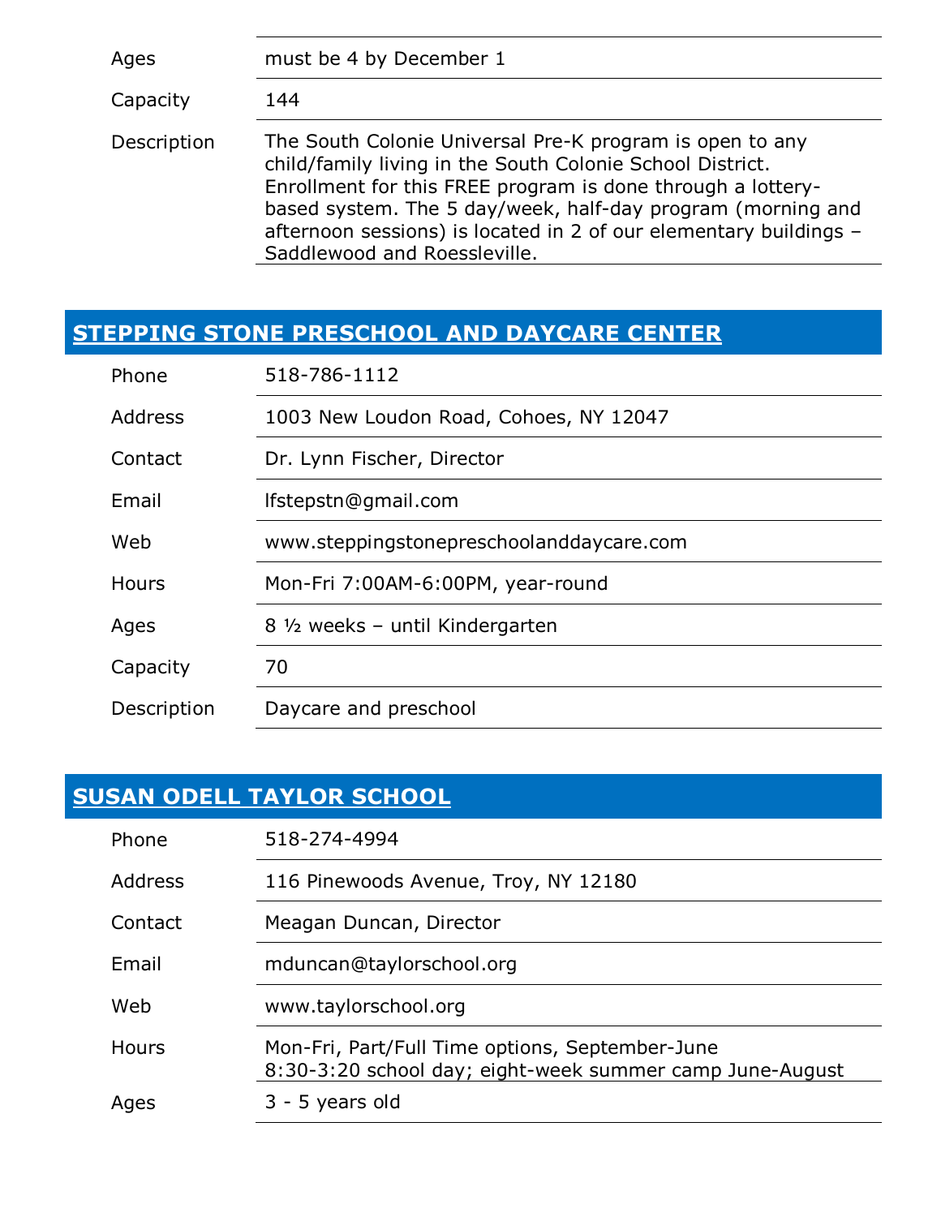| | |
|---|---|
| Ages | must be 4 by December 1 |
| Capacity | 144 |
| Description | The South Colonie Universal Pre-K program is open to any child/family living in the South Colonie School District. Enrollment for this FREE program is done through a lottery-based system. The 5 day/week, half-day program (morning and afternoon sessions) is located in 2 of our elementary buildings – Saddlewood and Roessleville. |

## STEPPING STONE PRESCHOOL AND DAYCARE CENTER

| | |
|---|---|
| Phone | 518-786-1112 |
| Address | 1003 New Loudon Road, Cohoes, NY 12047 |
| Contact | Dr. Lynn Fischer, Director |
| Email | lfstepstn@gmail.com |
| Web | www.steppingstonepreschoolanddaycare.com |
| Hours | Mon-Fri 7:00AM-6:00PM, year-round |
| Ages | 8 ½ weeks – until Kindergarten |
| Capacity | 70 |
| Description | Daycare and preschool |

## SUSAN ODELL TAYLOR SCHOOL

| | |
|---|---|
| Phone | 518-274-4994 |
| Address | 116 Pinewoods Avenue, Troy, NY 12180 |
| Contact | Meagan Duncan, Director |
| Email | mduncan@taylorschool.org |
| Web | www.taylorschool.org |
| Hours | Mon-Fri, Part/Full Time options, September-June 8:30-3:20 school day; eight-week summer camp June-August |
| Ages | 3 - 5 years old |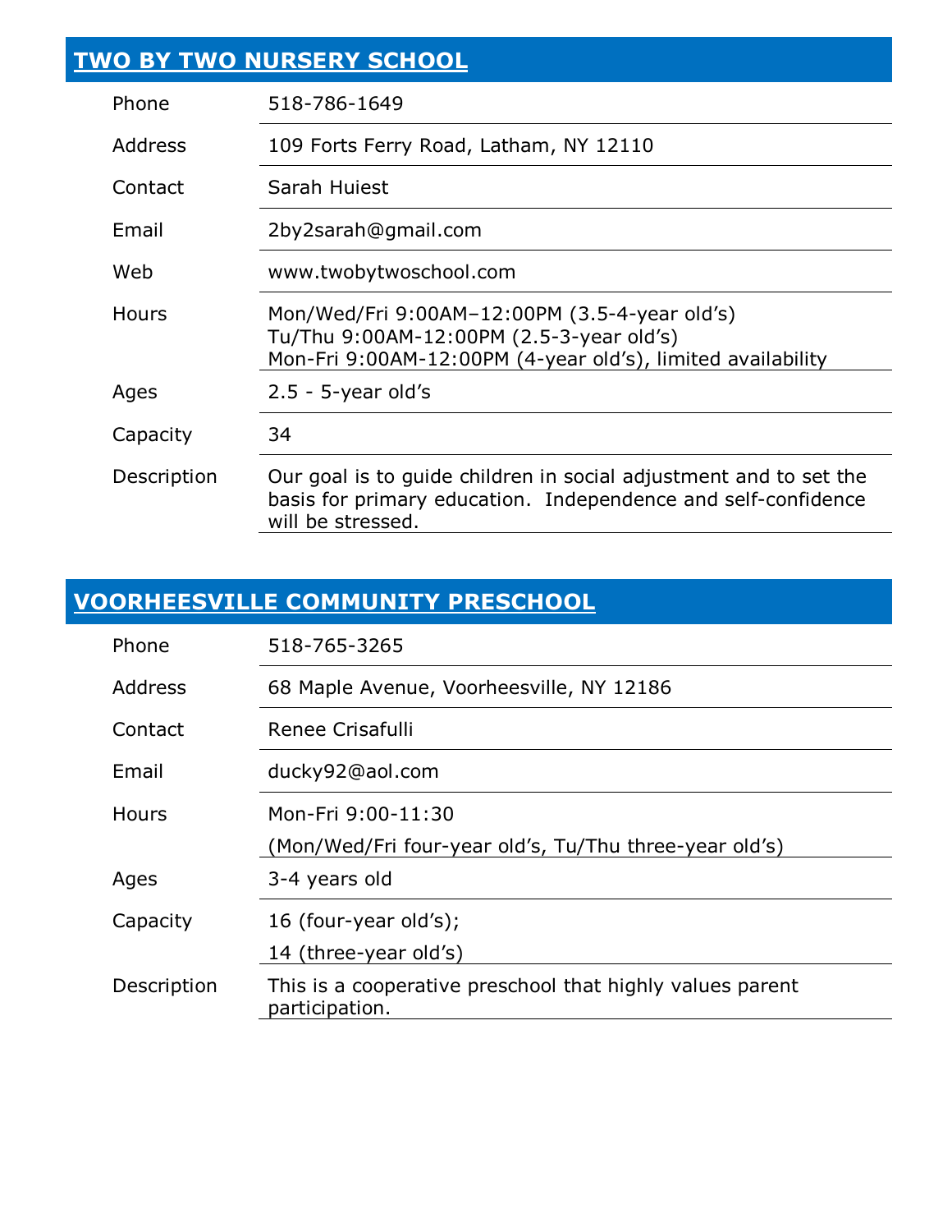## TWO BY TWO NURSERY SCHOOL

| | |
|---|---|
| Phone | 518-786-1649 |
| Address | 109 Forts Ferry Road, Latham, NY 12110 |
| Contact | Sarah Huiest |
| Email | 2by2sarah@gmail.com |
| Web | www.twobytwoschool.com |
| Hours | Mon/Wed/Fri 9:00AM–12:00PM (3.5-4-year old's)<br>Tu/Thu 9:00AM-12:00PM (2.5-3-year old's)<br>Mon-Fri 9:00AM-12:00PM (4-year old's), limited availability |
| Ages | 2.5 - 5-year old's |
| Capacity | 34 |
| Description | Our goal is to guide children in social adjustment and to set the basis for primary education. Independence and self-confidence will be stressed. |

## VOORHEESVILLE COMMUNITY PRESCHOOL

| | |
|---|---|
| Phone | 518-765-3265 |
| Address | 68 Maple Avenue, Voorheesville, NY 12186 |
| Contact | Renee Crisafulli |
| Email | ducky92@aol.com |
| Hours | Mon-Fri 9:00-11:30<br>(Mon/Wed/Fri four-year old's, Tu/Thu three-year old's) |
| Ages | 3-4 years old |
| Capacity | 16 (four-year old's);<br>14 (three-year old's) |
| Description | This is a cooperative preschool that highly values parent participation. |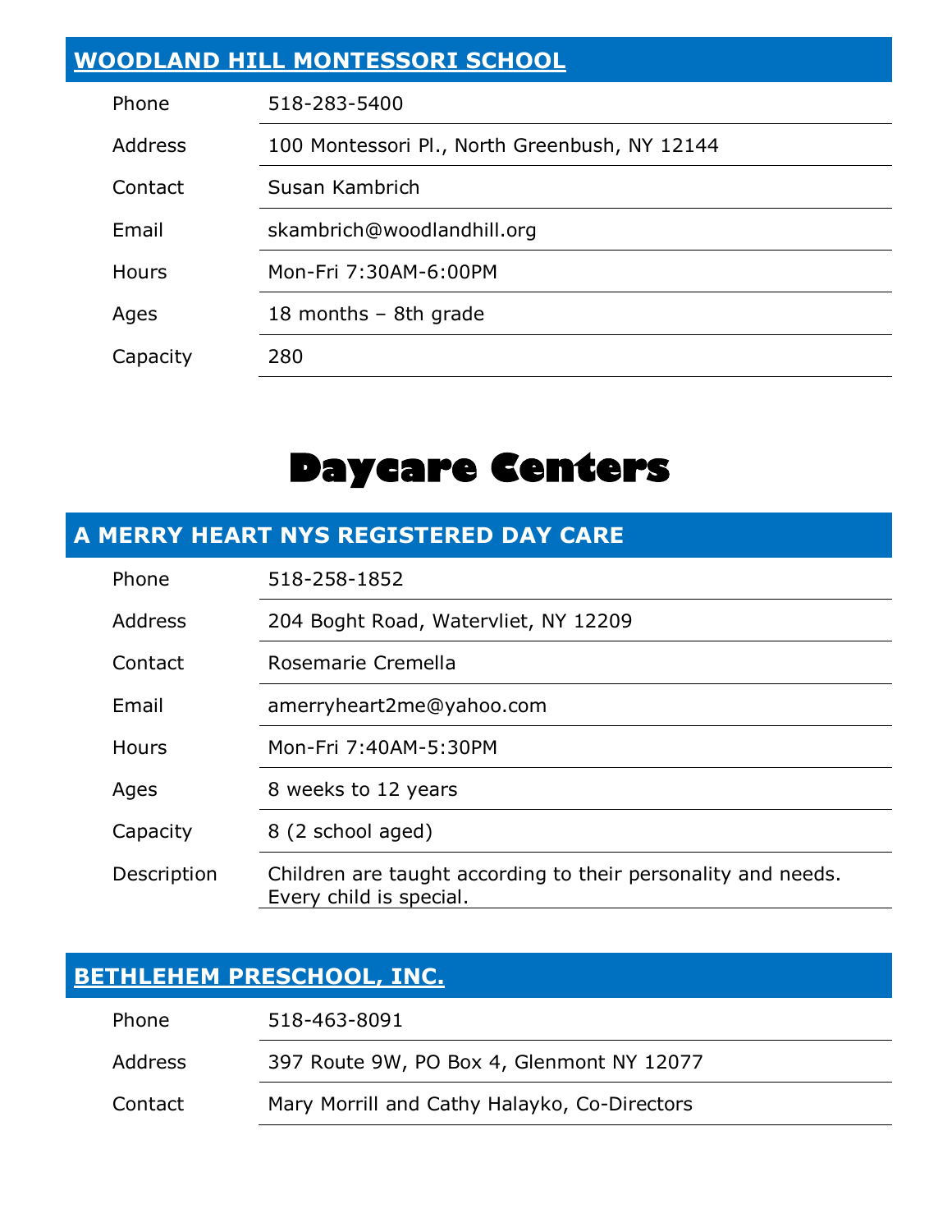### [WOODLAND HILL MONTESSORI SCHOOL]

| | |
|---|---|
| Phone | 518-283-5400 |
| Address | 100 Montessori Pl., North Greenbush, NY 12144 |
| Contact | Susan Kambrich |
| Email | skambrich@woodlandhill.org |
| Hours | Mon-Fri 7:30AM-6:00PM |
| Ages | 18 months – 8th grade |
| Capacity | 280 |

# Daycare Centers

### A MERRY HEART NYS REGISTERED DAY CARE

| | |
|---|---|
| Phone | 518-258-1852 |
| Address | 204 Boght Road, Watervliet, NY 12209 |
| Contact | Rosemarie Cremella |
| Email | amerryheart2me@yahoo.com |
| Hours | Mon-Fri 7:40AM-5:30PM |
| Ages | 8 weeks to 12 years |
| Capacity | 8 (2 school aged) |
| Description | Children are taught according to their personality and needs. Every child is special. |

### [BETHLEHEM PRESCHOOL, INC.]

| | |
|---|---|
| Phone | 518-463-8091 |
| Address | 397 Route 9W, PO Box 4, Glenmont NY 12077 |
| Contact | Mary Morrill and Cathy Halayko, Co-Directors |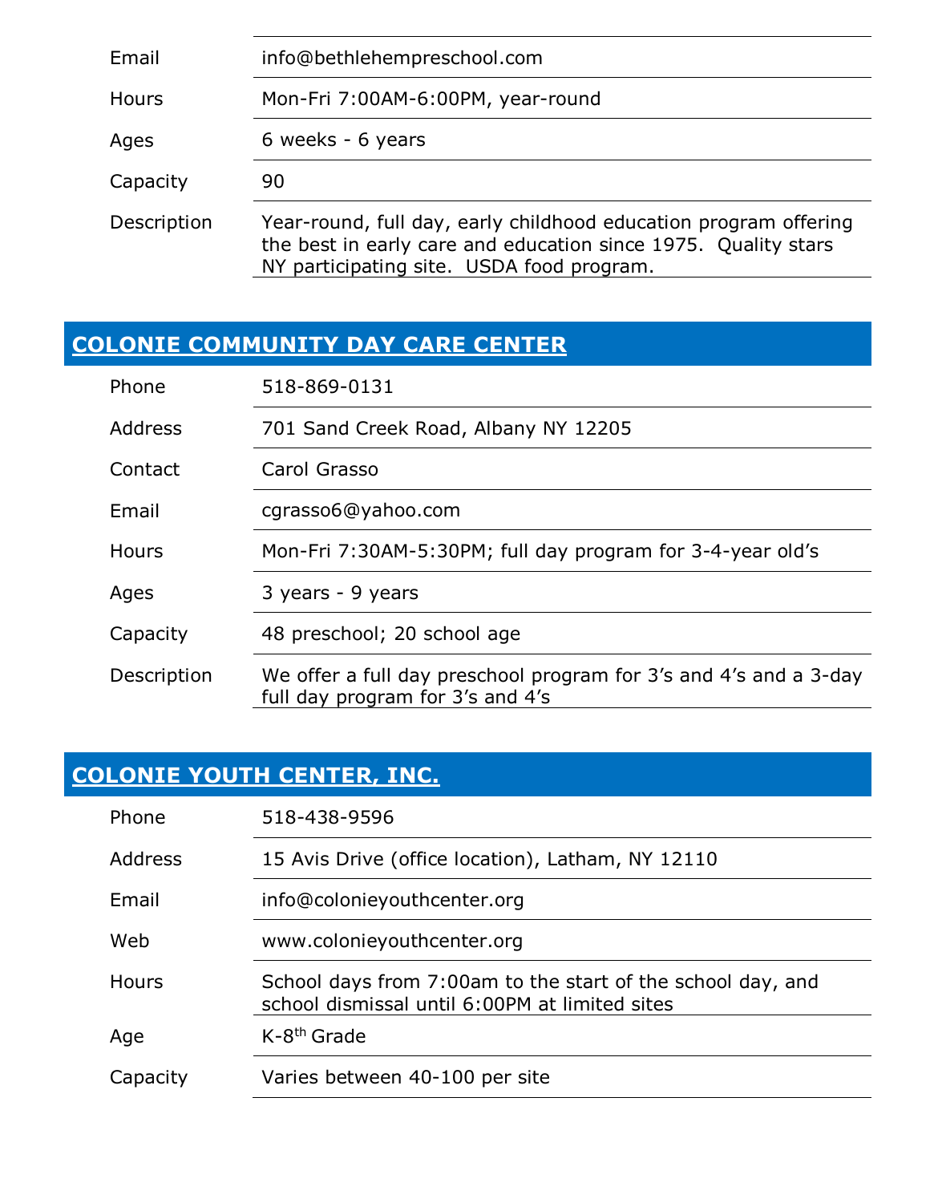| | |
|---|---|
| Email | info@bethlehempreschool.com |
| Hours | Mon-Fri 7:00AM-6:00PM, year-round |
| Ages | 6 weeks - 6 years |
| Capacity | 90 |
| Description | Year-round, full day, early childhood education program offering the best in early care and education since 1975. Quality stars NY participating site. USDA food program. |

## COLONIE COMMUNITY DAY CARE CENTER

| | |
|---|---|
| Phone | 518-869-0131 |
| Address | 701 Sand Creek Road, Albany NY 12205 |
| Contact | Carol Grasso |
| Email | cgrasso6@yahoo.com |
| Hours | Mon-Fri 7:30AM-5:30PM; full day program for 3-4-year old's |
| Ages | 3 years - 9 years |
| Capacity | 48 preschool; 20 school age |
| Description | We offer a full day preschool program for 3's and 4's and a 3-day full day program for 3's and 4's |

## COLONIE YOUTH CENTER, INC.

| | |
|---|---|
| Phone | 518-438-9596 |
| Address | 15 Avis Drive (office location), Latham, NY 12110 |
| Email | info@colonieyouthcenter.org |
| Web | www.colonieyouthcenter.org |
| Hours | School days from 7:00am to the start of the school day, and school dismissal until 6:00PM at limited sites |
| Age | K-8th Grade |
| Capacity | Varies between 40-100 per site |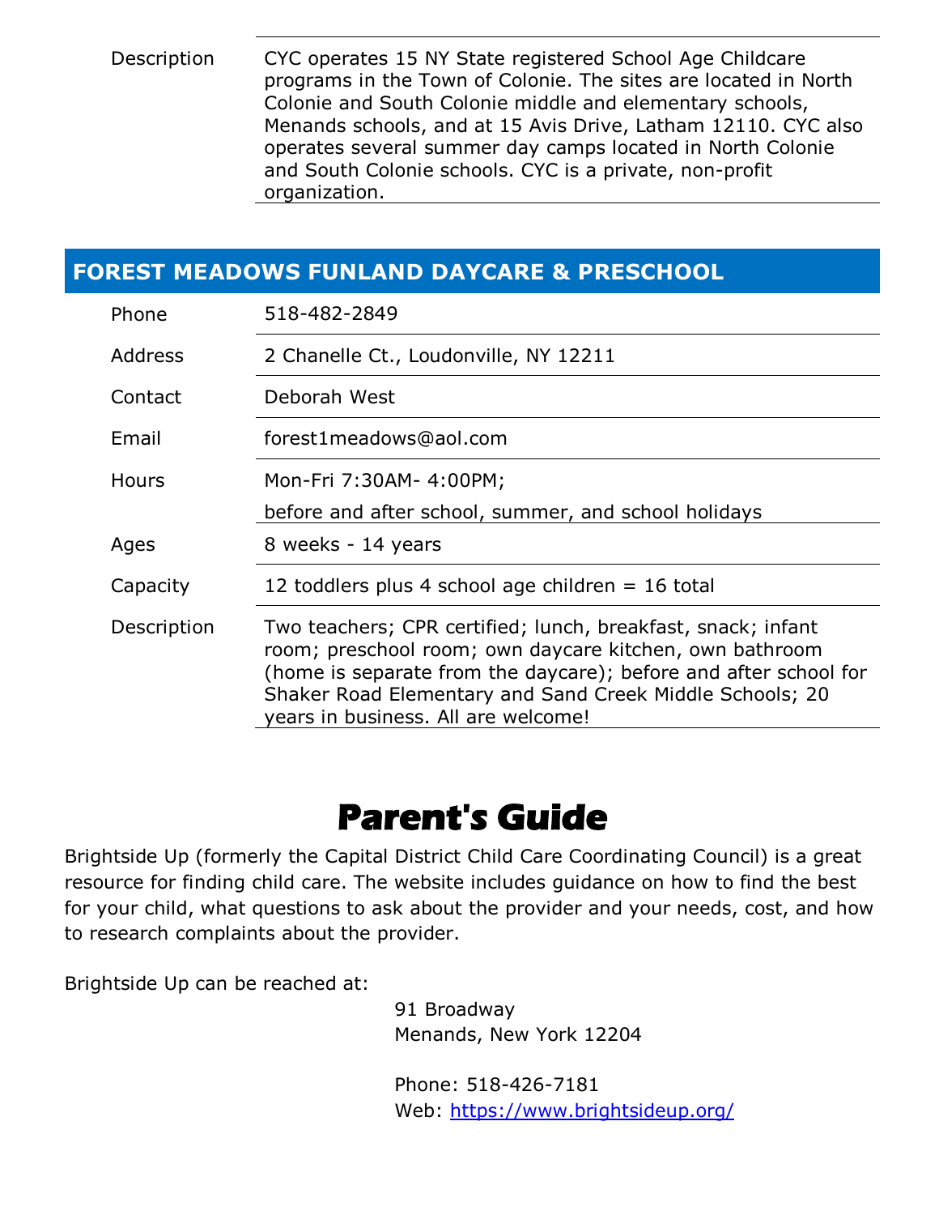| | |
|---|---|
| Description | CYC operates 15 NY State registered School Age Childcare programs in the Town of Colonie. The sites are located in North Colonie and South Colonie middle and elementary schools, Menands schools, and at 15 Avis Drive, Latham 12110. CYC also operates several summer day camps located in North Colonie and South Colonie schools. CYC is a private, non-profit organization. |

## FOREST MEADOWS FUNLAND DAYCARE & PRESCHOOL

| | |
|---|---|
| Phone | 518-482-2849 |
| Address | 2 Chanelle Ct., Loudonville, NY 12211 |
| Contact | Deborah West |
| Email | forest1meadows@aol.com |
| Hours | Mon-Fri 7:30AM- 4:00PM; before and after school, summer, and school holidays |
| Ages | 8 weeks - 14 years |
| Capacity | 12 toddlers plus 4 school age children = 16 total |
| Description | Two teachers; CPR certified; lunch, breakfast, snack; infant room; preschool room; own daycare kitchen, own bathroom (home is separate from the daycare); before and after school for Shaker Road Elementary and Sand Creek Middle Schools; 20 years in business. All are welcome! |

# Parent's Guide

Brightside Up (formerly the Capital District Child Care Coordinating Council) is a great resource for finding child care. The website includes guidance on how to find the best for your child, what questions to ask about the provider and your needs, cost, and how to research complaints about the provider.

Brightside Up can be reached at:

91 Broadway
Menands, New York 12204

Phone: 518-426-7181
Web: https://www.brightsideup.org/